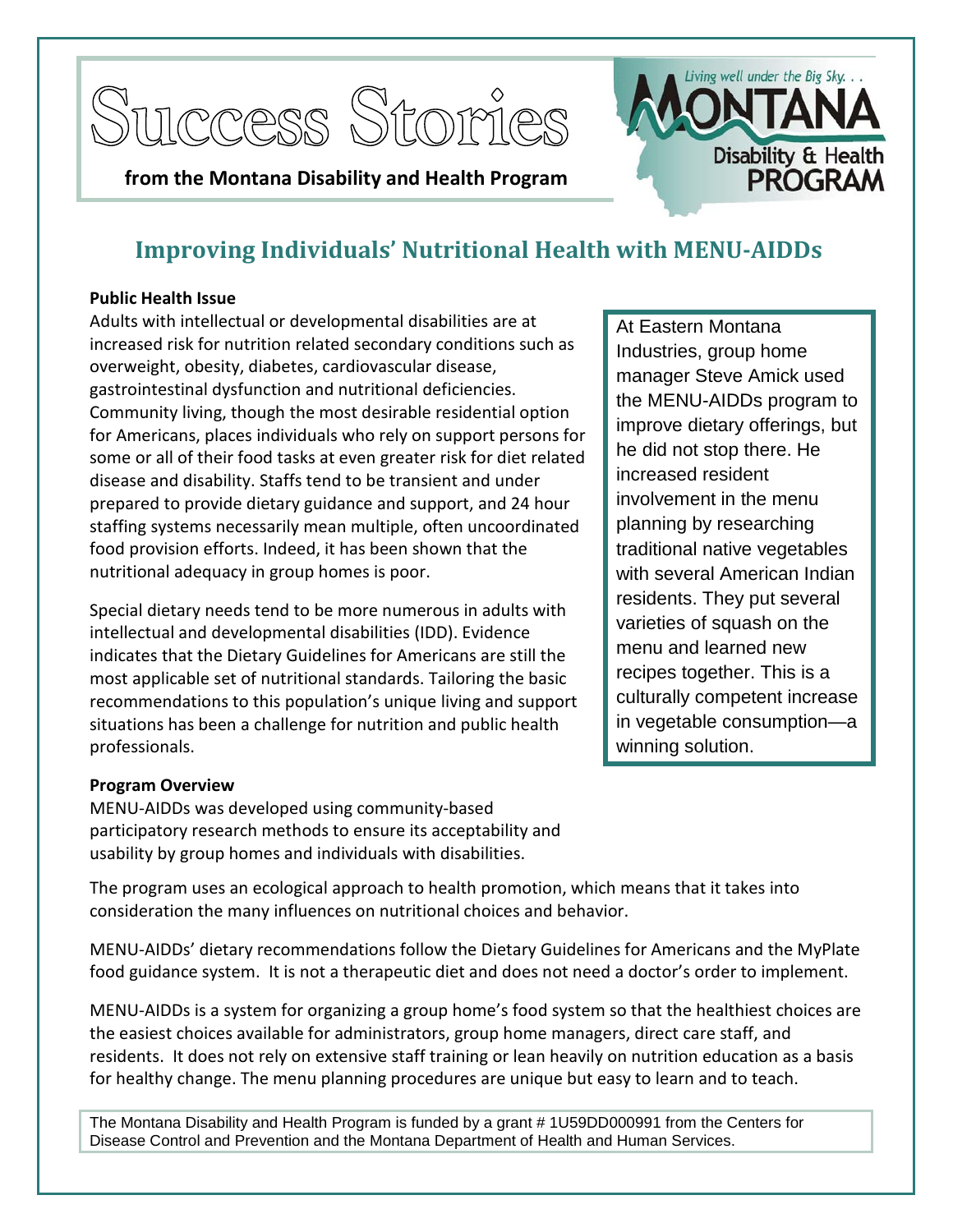# Success Stories

**from the Montana Disability and Health Program**

Living well under the Big Sky. . . MONTANA Disability & Health PROGRAM

## Improving Individuals' Nutritional Health with MENU-AIDDs

**Public Health Issue**

Adults with intellectual or developmental disabilities are at increased risk for nutrition related secondary conditions such as overweight, obesity, diabetes, cardiovascular disease, gastrointestinal dysfunction and nutritional deficiencies. Community living, though the most desirable residential option for Americans, places individuals who rely on support persons for some or all of their food tasks at even greater risk for diet related disease and disability. Staffs tend to be transient and under prepared to provide dietary guidance and support, and 24 hour staffing systems necessarily mean multiple, often uncoordinated food provision efforts. Indeed, it has been shown that the nutritional adequacy in group homes is poor.

Special dietary needs tend to be more numerous in adults with intellectual and developmental disabilities (IDD). Evidence indicates that the Dietary Guidelines for Americans are still the most applicable set of nutritional standards. Tailoring the basic recommendations to this population's unique living and support situations has been a challenge for nutrition and public health professionals.

> At Eastern Montana Industries, group home manager Steve Amick used the MENU-AIDDs program to improve dietary offerings, but he did not stop there. He increased resident involvement in the menu planning by researching traditional native vegetables with several American Indian residents. They put several varieties of squash on the menu and learned new recipes together. This is a culturally competent increase in vegetable consumption—a winning solution.

**Program Overview**

MENU-AIDDs was developed using community-based participatory research methods to ensure its acceptability and usability by group homes and individuals with disabilities.

The program uses an ecological approach to health promotion, which means that it takes into consideration the many influences on nutritional choices and behavior.

MENU-AIDDs' dietary recommendations follow the Dietary Guidelines for Americans and the MyPlate food guidance system. It is not a therapeutic diet and does not need a doctor's order to implement.

MENU-AIDDs is a system for organizing a group home's food system so that the healthiest choices are the easiest choices available for administrators, group home managers, direct care staff, and residents. It does not rely on extensive staff training or lean heavily on nutrition education as a basis for healthy change. The menu planning procedures are unique but easy to learn and to teach.

The Montana Disability and Health Program is funded by a grant # 1U59DD000991 from the Centers for Disease Control and Prevention and the Montana Department of Health and Human Services.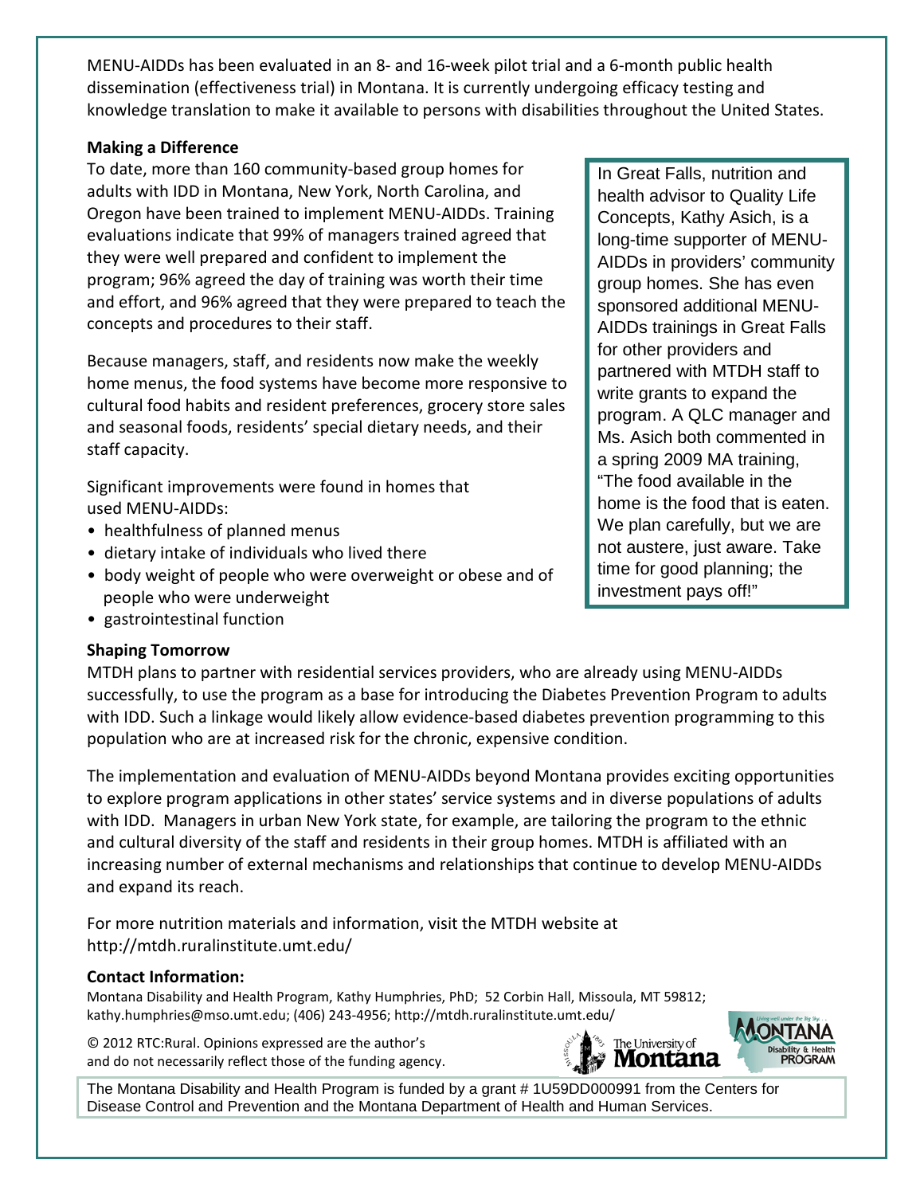MENU-AIDDs has been evaluated in an 8- and 16-week pilot trial and a 6-month public health dissemination (effectiveness trial) in Montana. It is currently undergoing efficacy testing and knowledge translation to make it available to persons with disabilities throughout the United States.

**Making a Difference**

To date, more than 160 community-based group homes for adults with IDD in Montana, New York, North Carolina, and Oregon have been trained to implement MENU-AIDDs. Training evaluations indicate that 99% of managers trained agreed that they were well prepared and confident to implement the program; 96% agreed the day of training was worth their time and effort, and 96% agreed that they were prepared to teach the concepts and procedures to their staff.

Because managers, staff, and residents now make the weekly home menus, the food systems have become more responsive to cultural food habits and resident preferences, grocery store sales and seasonal foods, residents' special dietary needs, and their staff capacity.

Significant improvements were found in homes that used MENU-AIDDs:

- healthfulness of planned menus
- dietary intake of individuals who lived there
- body weight of people who were overweight or obese and of people who were underweight
- gastrointestinal function

In Great Falls, nutrition and health advisor to Quality Life Concepts, Kathy Asich, is a long-time supporter of MENU-AIDDs in providers' community group homes. She has even sponsored additional MENU-AIDDs trainings in Great Falls for other providers and partnered with MTDH staff to write grants to expand the program. A QLC manager and Ms. Asich both commented in a spring 2009 MA training, "The food available in the home is the food that is eaten. We plan carefully, but we are not austere, just aware. Take time for good planning; the investment pays off!"

**Shaping Tomorrow**

MTDH plans to partner with residential services providers, who are already using MENU-AIDDs successfully, to use the program as a base for introducing the Diabetes Prevention Program to adults with IDD. Such a linkage would likely allow evidence-based diabetes prevention programming to this population who are at increased risk for the chronic, expensive condition.

The implementation and evaluation of MENU-AIDDs beyond Montana provides exciting opportunities to explore program applications in other states' service systems and in diverse populations of adults with IDD. Managers in urban New York state, for example, are tailoring the program to the ethnic and cultural diversity of the staff and residents in their group homes. MTDH is affiliated with an increasing number of external mechanisms and relationships that continue to develop MENU-AIDDs and expand its reach.

For more nutrition materials and information, visit the MTDH website at http://mtdh.ruralinstitute.umt.edu/

**Contact Information:**

Montana Disability and Health Program, Kathy Humphries, PhD; 52 Corbin Hall, Missoula, MT 59812; kathy.humphries@mso.umt.edu; (406) 243-4956; http://mtdh.ruralinstitute.umt.edu/

© 2012 RTC:Rural. Opinions expressed are the author's and do not necessarily reflect those of the funding agency.

The Montana Disability and Health Program is funded by a grant # 1U59DD000991 from the Centers for Disease Control and Prevention and the Montana Department of Health and Human Services.